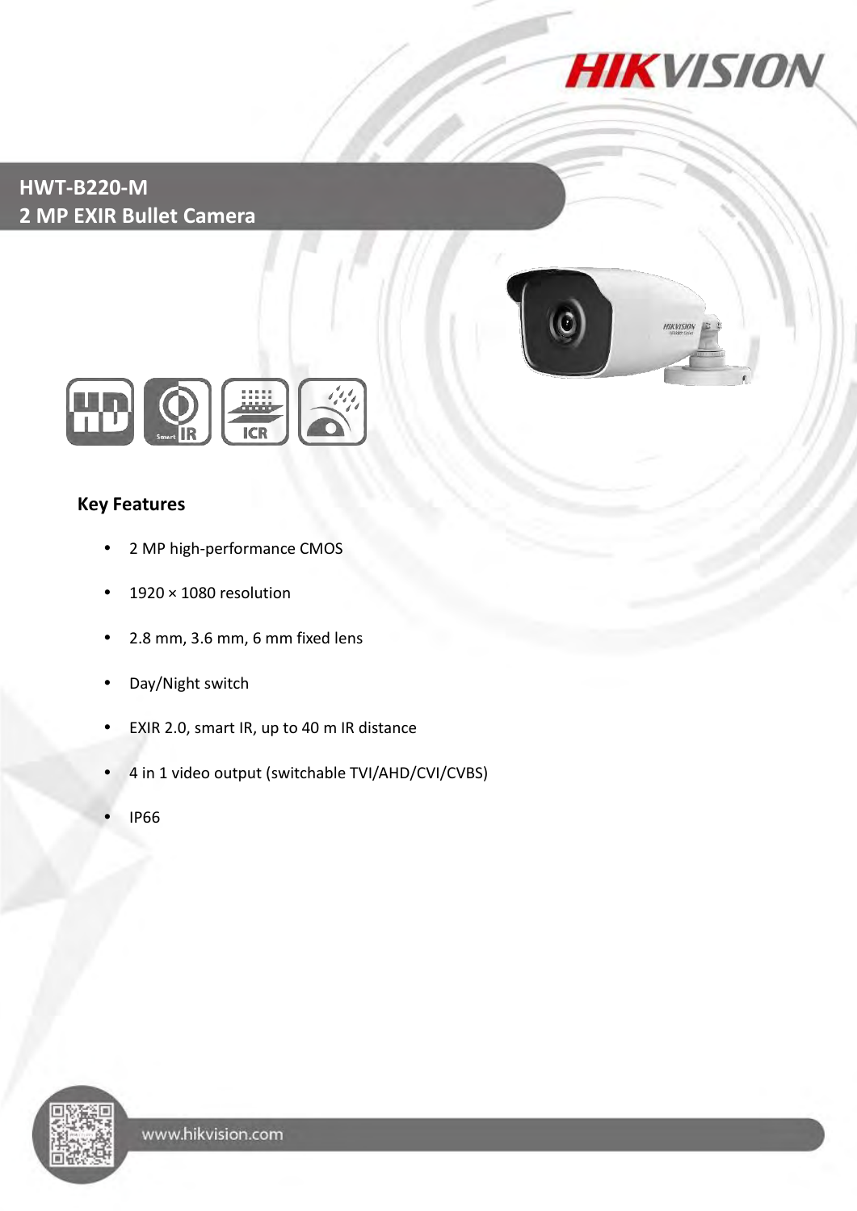# HWT-B220-M
## 2 MP EXIR Bullet Camera

### Key Features

- 2 MP high-performance CMOS
- 1920 × 1080 resolution
- 2.8 mm, 3.6 mm, 6 mm fixed lens
- Day/Night switch
- EXIR 2.0, smart IR, up to 40 m IR distance
- 4 in 1 video output (switchable TVI/AHD/CVI/CVBS)
- IP66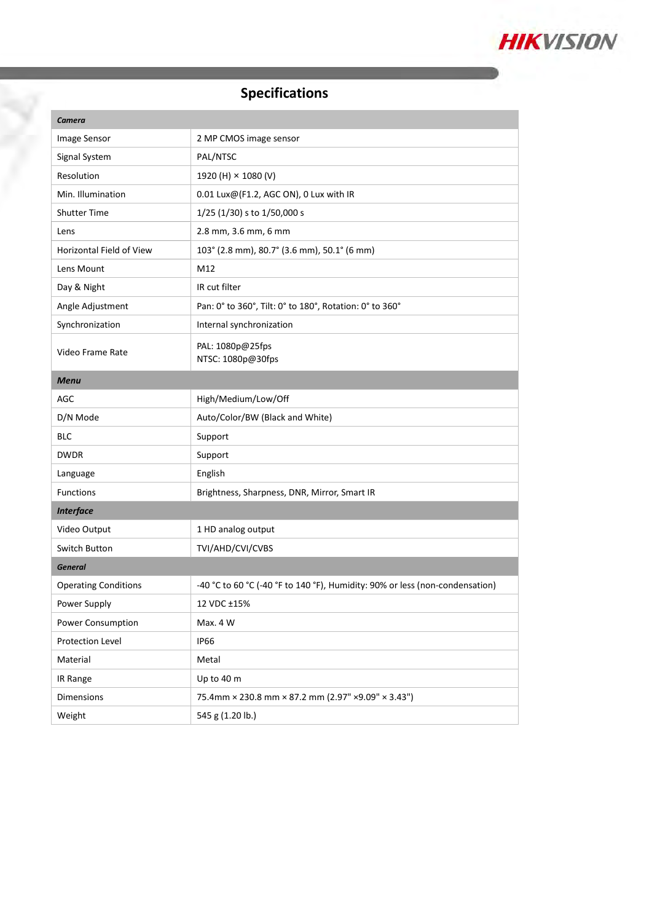## Specifications

| ***Camera*** | |
|---|---|
| Image Sensor | 2 MP CMOS image sensor |
| Signal System | PAL/NTSC |
| Resolution | 1920 (H) × 1080 (V) |
| Min. Illumination | 0.01 Lux@(F1.2, AGC ON), 0 Lux with IR |
| Shutter Time | 1/25 (1/30) s to 1/50,000 s |
| Lens | 2.8 mm, 3.6 mm, 6 mm |
| Horizontal Field of View | 103° (2.8 mm), 80.7° (3.6 mm), 50.1° (6 mm) |
| Lens Mount | M12 |
| Day & Night | IR cut filter |
| Angle Adjustment | Pan: 0° to 360°, Tilt: 0° to 180°, Rotation: 0° to 360° |
| Synchronization | Internal synchronization |
| Video Frame Rate | PAL: 1080p@25fps<br>NTSC: 1080p@30fps |
| ***Menu*** | |
| AGC | High/Medium/Low/Off |
| D/N Mode | Auto/Color/BW (Black and White) |
| BLC | Support |
| DWDR | Support |
| Language | English |
| Functions | Brightness, Sharpness, DNR, Mirror, Smart IR |
| ***Interface*** | |
| Video Output | 1 HD analog output |
| Switch Button | TVI/AHD/CVI/CVBS |
| ***General*** | |
| Operating Conditions | -40 °C to 60 °C (-40 °F to 140 °F), Humidity: 90% or less (non-condensation) |
| Power Supply | 12 VDC ±15% |
| Power Consumption | Max. 4 W |
| Protection Level | IP66 |
| Material | Metal |
| IR Range | Up to 40 m |
| Dimensions | 75.4mm × 230.8 mm × 87.2 mm (2.97" ×9.09" × 3.43") |
| Weight | 545 g (1.20 lb.) |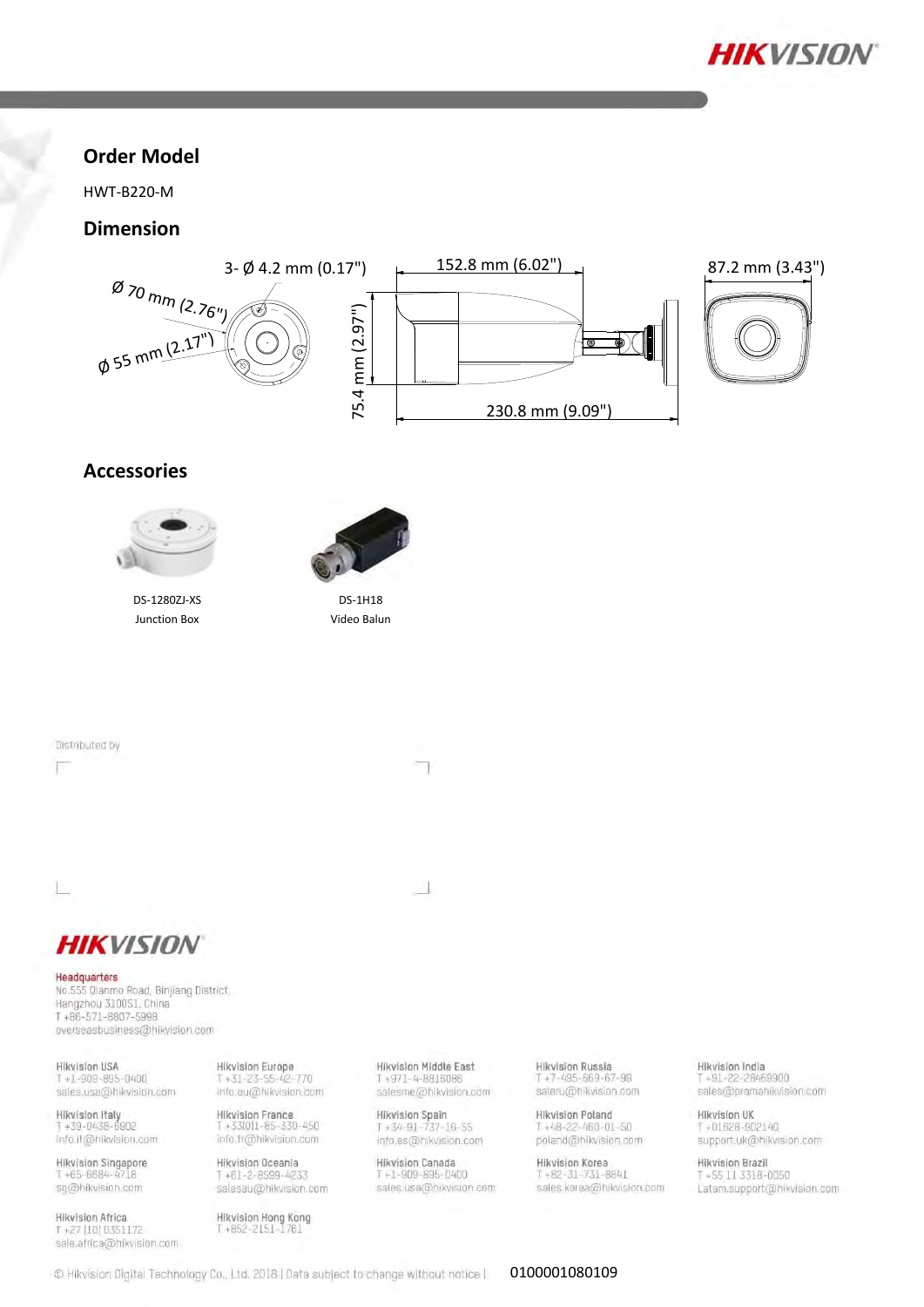## Order Model

HWT-B220-M

## Dimension

3- Ø 4.2 mm (0.17")

Ø 70 mm (2.76")

Ø 55 mm (2.17")

75.4 mm (2.97")

152.8 mm (6.02")

230.8 mm (9.09")

87.2 mm (3.43")

## Accessories

DS-1280ZJ-XS
Junction Box

DS-1H18
Video Balun

Distributed by

**HIKVISION**

**Headquarters**
No.555 Qianmo Road, Binjiang District,
Hangzhou 310051, China
T +86-571-8807-5998
overseasbusiness@hikvision.com

Hikvision USA
T +1-909-895-0400
sales.usa@hikvision.com

Hikvision Europa
T +31-23-55-42-770
info.eu@hikvision.com

Hikvision Middle East
T +971-4-8816086
salesme@hikvision.com

Hikvision Russia
T +7-495-669-67-99
saleru@hikvision.com

Hikvision India
T +91-22-28469900
sales@pramahikvision.com

Hikvision Italy
T +39-0438-6902
info.it@hikvision.com

Hikvision France
T +33(0)1-85-330-450
info.fr@hikvision.com

Hikvision Spain
T +34-91-737-16-55
info.es@hikvision.com

Hikvision Poland
T +48-22-460-01-50
poland@hikvision.com

Hikvision UK
T +01628-902140
support.uk@hikvision.com

Hikvision Singapore
T +65-6684-4718
sg@hikvision.com

Hikvision Oceania
T +61-2-8599-4233
salesau@hikvision.com

Hikvision Canada
T +1-909-895-0400
sales.usa@hikvision.com

Hikvision Korea
T +82-31-731-8841
sales.korea@hikvision.com

Hikvision Brazil
T +55 11 3318-0050
Latam.support@hikvision.com

Hikvision Africa
T +27 (10) 0351172
sale.africa@hikvision.com

Hikvision Hong Kong
T +852-2151-1761

© Hikvision Digital Technology Co., Ltd. 2018 | Data subject to change without notice | 0100001080109